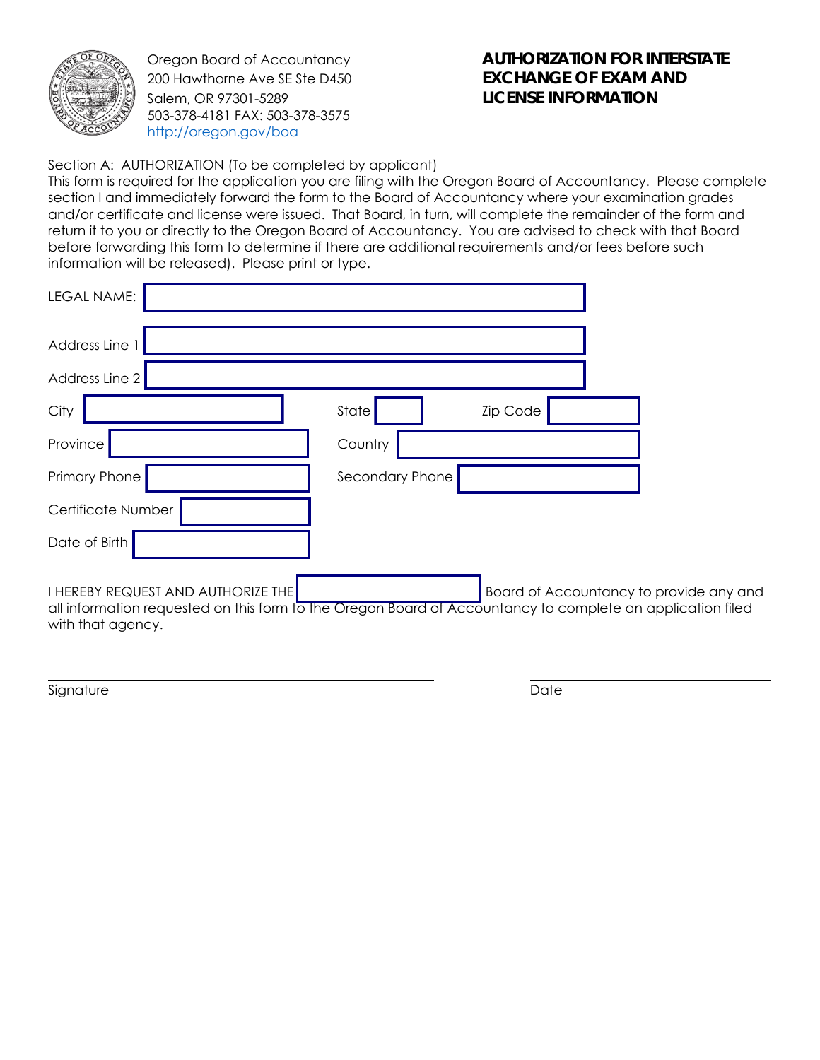Oregon Board of Accountancy
200 Hawthorne Ave SE Ste D450
Salem, OR 97301-5289
503-378-4181 FAX: 503-378-3575
http://oregon.gov/boa

# AUTHORIZATION FOR INTERSTATE EXCHANGE OF EXAM AND LICENSE INFORMATION

Section A: AUTHORIZATION (To be completed by applicant)
This form is required for the application you are filing with the Oregon Board of Accountancy. Please complete section I and immediately forward the form to the Board of Accountancy where your examination grades and/or certificate and license were issued. That Board, in turn, will complete the remainder of the form and return it to you or directly to the Oregon Board of Accountancy. You are advised to check with that Board before forwarding this form to determine if there are additional requirements and/or fees before such information will be released). Please print or type.

LEGAL NAME: ______________________________

Address Line 1 ______________________________

Address Line 2 ______________________________

City ______________ State ______ Zip Code ______________

Province ______________ Country ______________

Primary Phone ______________ Secondary Phone ______________

Certificate Number ______________

Date of Birth ______________

I HEREBY REQUEST AND AUTHORIZE THE ______________ Board of Accountancy to provide any and all information requested on this form to the Oregon Board of Accountancy to complete an application filed with that agency.

______________________________ Signature

______________________________ Date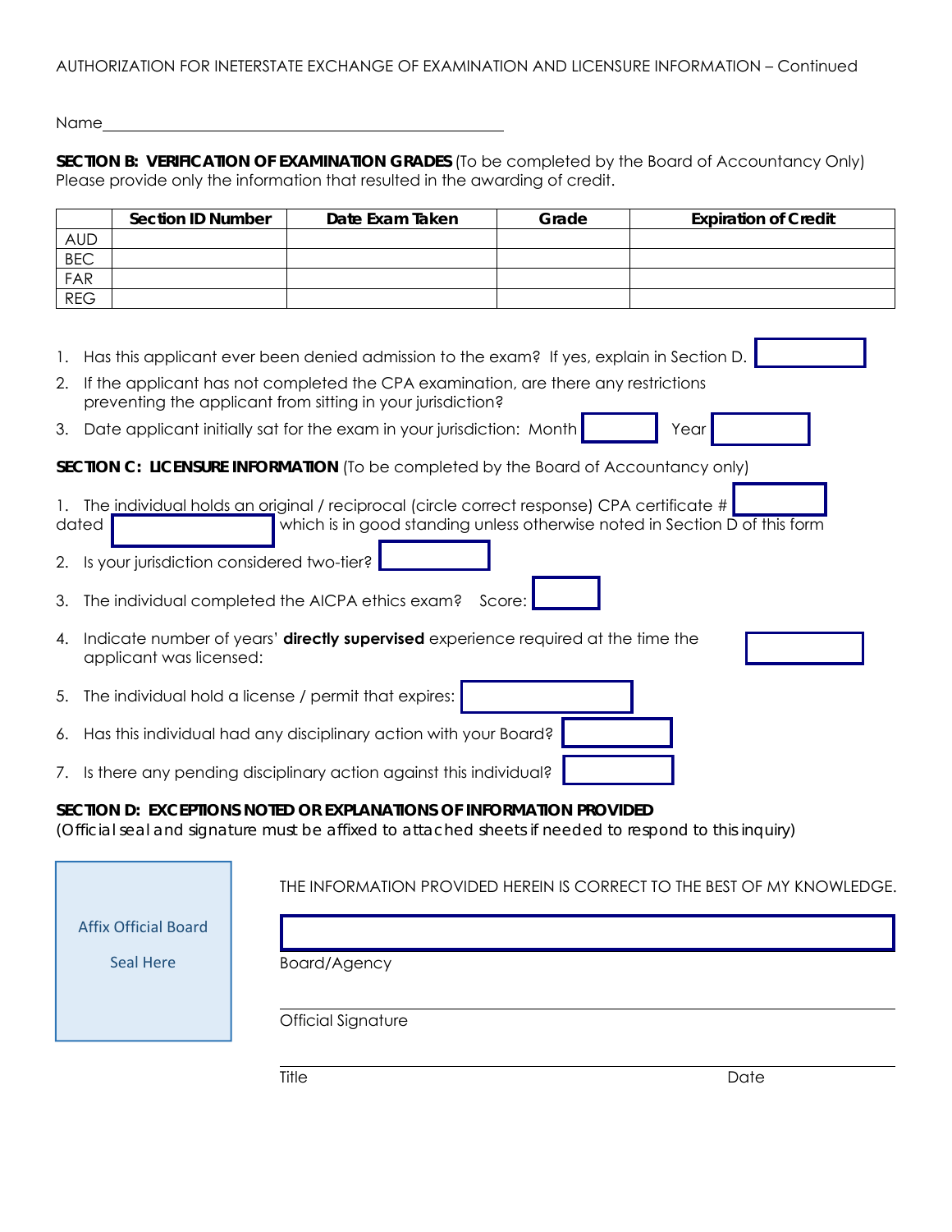AUTHORIZATION FOR INETERSTATE EXCHANGE OF EXAMINATION AND LICENSURE INFORMATION – Continued

Name_______________________________________________

**SECTION B: VERIFICATION OF EXAMINATION GRADES** (To be completed by the Board of Accountancy Only)
Please provide only the information that resulted in the awarding of credit.

| | Section ID Number | Date Exam Taken | Grade | Expiration of Credit |
|---|---|---|---|---|
| AUD | | | | |
| BEC | | | | |
| FAR | | | | |
| REG | | | | |

1. Has this applicant ever been denied admission to the exam? If yes, explain in Section D.
2. If the applicant has not completed the CPA examination, are there any restrictions preventing the applicant from sitting in your jurisdiction?
3. Date applicant initially sat for the exam in your jurisdiction: Month ______ Year ______

**SECTION C: LICENSURE INFORMATION** (To be completed by the Board of Accountancy only)

1. The individual holds an original / reciprocal (circle correct response) CPA certificate # ______ dated ______ which is in good standing unless otherwise noted in Section D of this form
2. Is your jurisdiction considered two-tier?
3. The individual completed the AICPA ethics exam? Score:
4. Indicate number of years' **directly supervised** experience required at the time the applicant was licensed:
5. The individual hold a license / permit that expires:
6. Has this individual had any disciplinary action with your Board?
7. Is there any pending disciplinary action against this individual?

**SECTION D: EXCEPTIONS NOTED OR EXPLANATIONS OF INFORMATION PROVIDED**
(Official seal and signature must be affixed to attached sheets if needed to respond to this inquiry)

Affix Official Board Seal Here

THE INFORMATION PROVIDED HEREIN IS CORRECT TO THE BEST OF MY KNOWLEDGE.

Board/Agency

Official Signature

Title Date